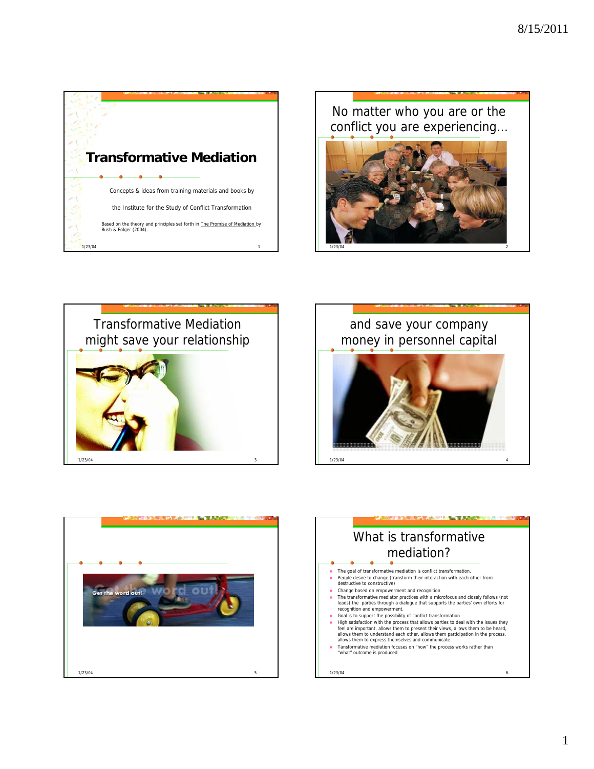# Transformative Mediation

Concepts & ideas from training materials and books by

the Institute for the Study of Conflict Transformation

Based on the theory and principles set forth in The Promise of Mediation by Bush & Folger (2004).

## No matter who you are or the conflict you are experiencing…

## Transformative Mediation might save your relationship

## and save your company money in personnel capital

Get the word out!

## What is transformative mediation?

- The goal of transformative mediation is conflict transformation.
- People desire to change (transform their interaction with each other from destructive to constructive)
- Change based on empowerment and recognition
- The transformative mediator practices with a microfocus and closely follows (not leads) the parties through a dialogue that supports the parties' own efforts for recognition and empowerment.
- Goal is to support the possibility of conflict transformation
- High satisfaction with the process that allows parties to deal with the issues they feel are important, allows them to present their views, allows them to be heard, allows them to understand each other, allows them participation in the process, allows them to express themselves and communicate.
- Tansformative mediation focuses on "how" the process works rather than "what" outcome is produced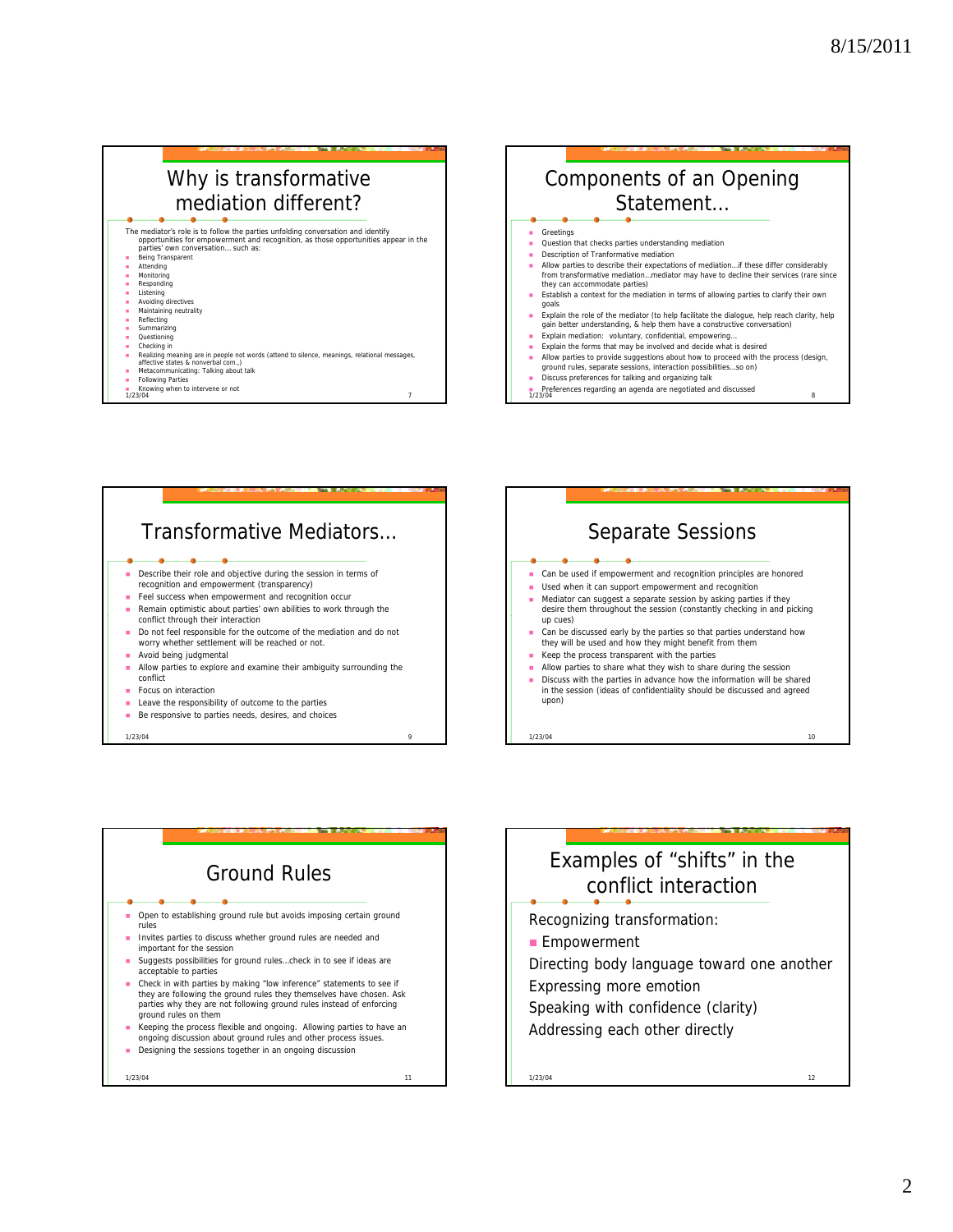## Why is transformative mediation different?

The mediator's role is to follow the parties unfolding conversation and identify opportunities for empowerment and recognition, as those opportunities appear in the parties' own conversation… such as:

- Being Transparent
- Attending
- Monitoring
- Responding
- Listening
- Avoiding directives
- Maintaining neutrality
- Reflecting
- Summarizing
- Questioning
- Checking in
- Realizing meaning are in people not words (attend to silence, meanings, relational messages, affective states & nonverbal com.,)
- Metacommunicating: Talking about talk
- Following Parties
- Knowing when to intervene or not

## Components of an Opening Statement…

- Greetings
- Question that checks parties understanding mediation
- Description of Tranformative mediation
- Allow parties to describe their expectations of mediation…if these differ considerably from transformative mediation…mediator may have to decline their services (rare since they can accommodate parties)
- Establish a context for the mediation in terms of allowing parties to clarify their own goals
- Explain the role of the mediator (to help facilitate the dialogue, help reach clarity, help gain better understanding, & help them have a constructive conversation)
- Explain mediation: voluntary, confidential, empowering…
- Explain the forms that may be involved and decide what is desired
- Allow parties to provide suggestions about how to proceed with the process (design, ground rules, separate sessions, interaction possibilities…so on)
- Discuss preferences for talking and organizing talk
- Preferences regarding an agenda are negotiated and discussed

## Transformative Mediators…

- Describe their role and objective during the session in terms of recognition and empowerment (transparency)
- Feel success when empowerment and recognition occur
- Remain optimistic about parties' own abilities to work through the conflict through their interaction
- Do not feel responsible for the outcome of the mediation and do not worry whether settlement will be reached or not.
- Avoid being judgmental
- Allow parties to explore and examine their ambiguity surrounding the conflict
- Focus on interaction
- Leave the responsibility of outcome to the parties
- Be responsive to parties needs, desires, and choices

## Separate Sessions

- Can be used if empowerment and recognition principles are honored
- Used when it can support empowerment and recognition
- Mediator can suggest a separate session by asking parties if they desire them throughout the session (constantly checking in and picking up cues)
- Can be discussed early by the parties so that parties understand how they will be used and how they might benefit from them
- Keep the process transparent with the parties
- Allow parties to share what they wish to share during the session
- Discuss with the parties in advance how the information will be shared in the session (ideas of confidentiality should be discussed and agreed upon)

## Ground Rules

- Open to establishing ground rule but avoids imposing certain ground rules
- Invites parties to discuss whether ground rules are needed and important for the session
- Suggests possibilities for ground rules…check in to see if ideas are acceptable to parties
- Check in with parties by making "low inference" statements to see if they are following the ground rules they themselves have chosen. Ask parties why they are not following ground rules instead of enforcing ground rules on them
- Keeping the process flexible and ongoing. Allowing parties to have an ongoing discussion about ground rules and other process issues.
- Designing the sessions together in an ongoing discussion

## Examples of "shifts" in the conflict interaction

Recognizing transformation:

- Empowerment

Directing body language toward one another

Expressing more emotion

Speaking with confidence (clarity)

Addressing each other directly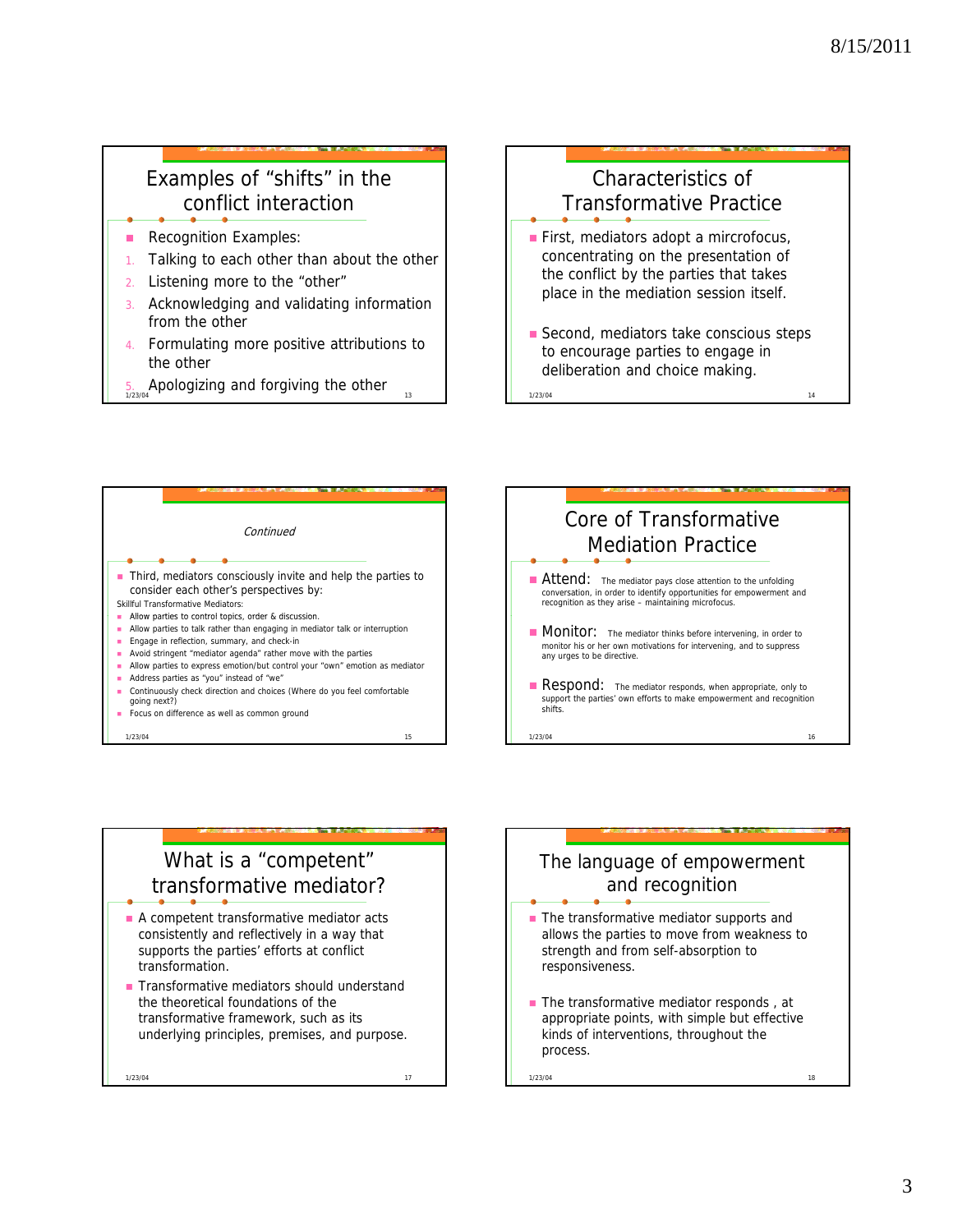## Examples of "shifts" in the conflict interaction

- Recognition Examples:
1. Talking to each other than about the other
2. Listening more to the "other"
3. Acknowledging and validating information from the other
4. Formulating more positive attributions to the other
5. Apologizing and forgiving the other

## Characteristics of Transformative Practice

- First, mediators adopt a mircrofocus, concentrating on the presentation of the conflict by the parties that takes place in the mediation session itself.
- Second, mediators take conscious steps to encourage parties to engage in deliberation and choice making.

## *Continued*

- Third, mediators consciously invite and help the parties to consider each other's perspectives by:

Skillful Transformative Mediators:

- Allow parties to control topics, order & discussion.
- Allow parties to talk rather than engaging in mediator talk or interruption
- Engage in reflection, summary, and check-in
- Avoid stringent "mediator agenda" rather move with the parties
- Allow parties to express emotion/but control your "own" emotion as mediator
- Address parties as "you" instead of "we"
- Continuously check direction and choices (Where do you feel comfortable going next?)
- Focus on difference as well as common ground

## Core of Transformative Mediation Practice

- Attend: The mediator pays close attention to the unfolding conversation, in order to identify opportunities for empowerment and recognition as they arise – maintaining microfocus.
- Monitor: The mediator thinks before intervening, in order to monitor his or her own motivations for intervening, and to suppress any urges to be directive.
- Respond: The mediator responds, when appropriate, only to support the parties' own efforts to make empowerment and recognition shifts.

## What is a "competent" transformative mediator?

- A competent transformative mediator acts consistently and reflectively in a way that supports the parties' efforts at conflict transformation.
- Transformative mediators should understand the theoretical foundations of the transformative framework, such as its underlying principles, premises, and purpose.

## The language of empowerment and recognition

- The transformative mediator supports and allows the parties to move from weakness to strength and from self-absorption to responsiveness.
- The transformative mediator responds , at appropriate points, with simple but effective kinds of interventions, throughout the process.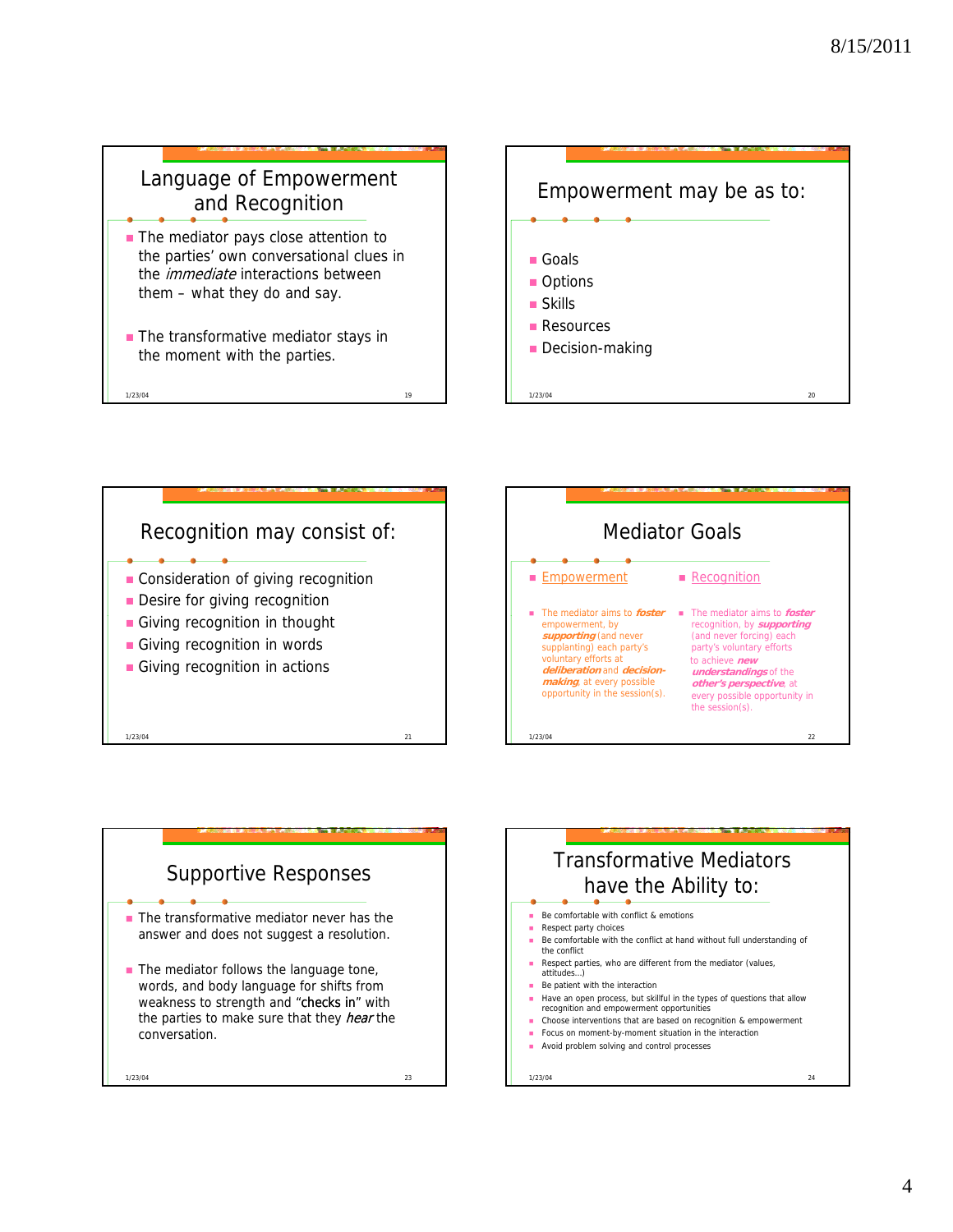## Language of Empowerment and Recognition

- The mediator pays close attention to the parties' own conversational clues in the *immediate* interactions between them – what they do and say.
- The transformative mediator stays in the moment with the parties.

## Empowerment may be as to:

- Goals
- Options
- Skills
- Resources
- Decision-making

## Recognition may consist of:

- Consideration of giving recognition
- Desire for giving recognition
- Giving recognition in thought
- Giving recognition in words
- Giving recognition in actions

## Mediator Goals

- Empowerment
  - The mediator aims to ***foster*** empowerment, by ***supporting*** (and never supplanting) each party's voluntary efforts at ***deliberation*** and ***decision-making***, at every possible opportunity in the session(s).
- Recognition
  - The mediator aims to ***foster*** recognition, by ***supporting*** (and never forcing) each party's voluntary efforts to achieve ***new understandings*** of the ***other's perspective***, at every possible opportunity in the session(s).

## Supportive Responses

- The transformative mediator never has the answer and does not suggest a resolution.
- The mediator follows the language tone, words, and body language for shifts from weakness to strength and "checks in" with the parties to make sure that they *hear* the conversation.

## Transformative Mediators have the Ability to:

- Be comfortable with conflict & emotions
- Respect party choices
- Be comfortable with the conflict at hand without full understanding of the conflict
- Respect parties, who are different from the mediator (values, attitudes…)
- Be patient with the interaction
- Have an open process, but skillful in the types of questions that allow recognition and empowerment opportunities
- Choose interventions that are based on recognition & empowerment
- Focus on moment-by-moment situation in the interaction
- Avoid problem solving and control processes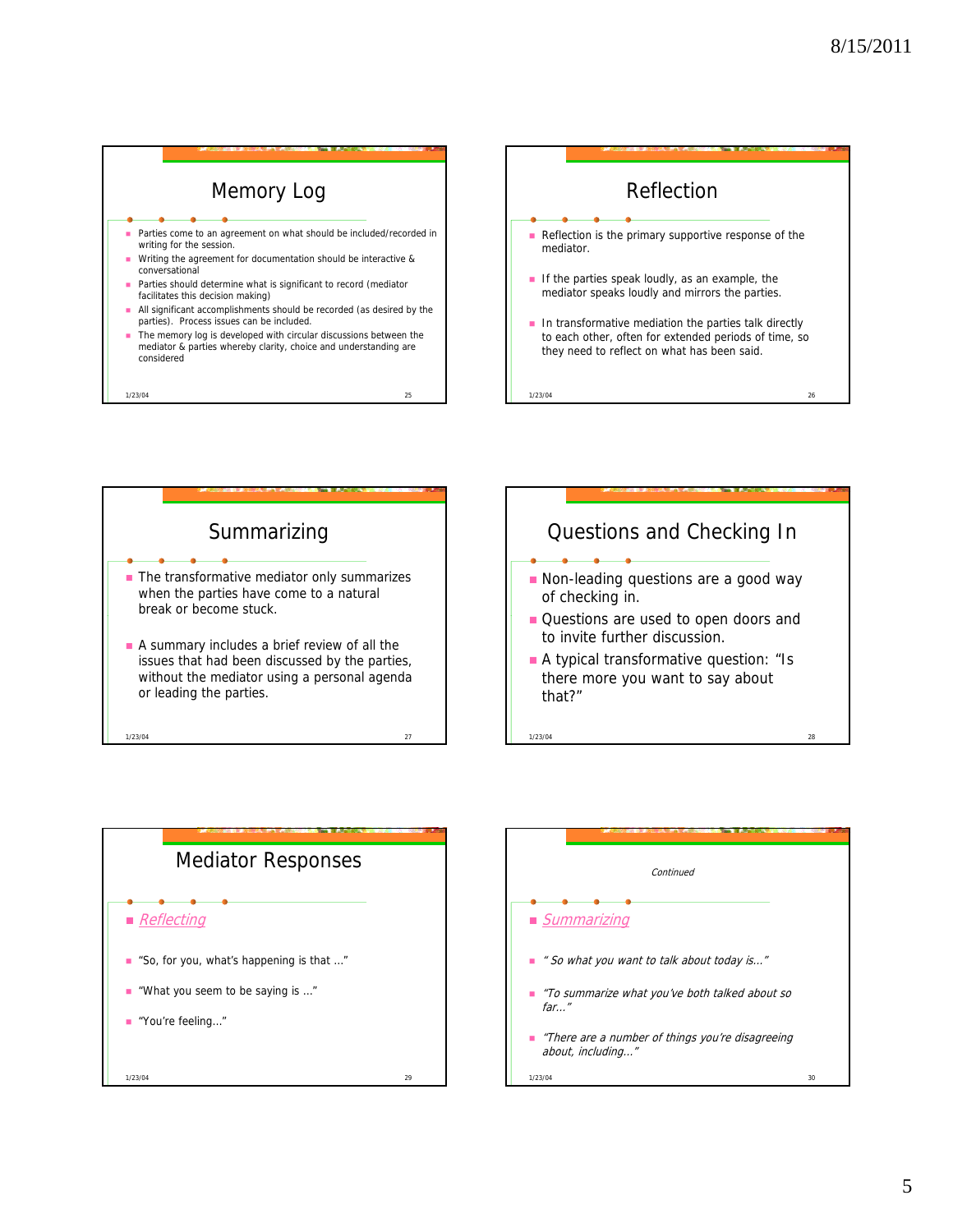## Memory Log

- Parties come to an agreement on what should be included/recorded in writing for the session.
- Writing the agreement for documentation should be interactive & conversational
- Parties should determine what is significant to record (mediator facilitates this decision making)
- All significant accomplishments should be recorded (as desired by the parties). Process issues can be included.
- The memory log is developed with circular discussions between the mediator & parties whereby clarity, choice and understanding are considered

## Reflection

- Reflection is the primary supportive response of the mediator.
- If the parties speak loudly, as an example, the mediator speaks loudly and mirrors the parties.
- In transformative mediation the parties talk directly to each other, often for extended periods of time, so they need to reflect on what has been said.

## Summarizing

- The transformative mediator only summarizes when the parties have come to a natural break or become stuck.
- A summary includes a brief review of all the issues that had been discussed by the parties, without the mediator using a personal agenda or leading the parties.

## Questions and Checking In

- Non-leading questions are a good way of checking in.
- Questions are used to open doors and to invite further discussion.
- A typical transformative question: "Is there more you want to say about that?"

## Mediator Responses

- *Reflecting*
- "So, for you, what's happening is that ..."
- "What you seem to be saying is ..."
- "You're feeling..."

*Continued*

- *Summarizing*
- *" So what you want to talk about today is..."*
- *"To summarize what you've both talked about so far..."*
- *"There are a number of things you're disagreeing about, including..."*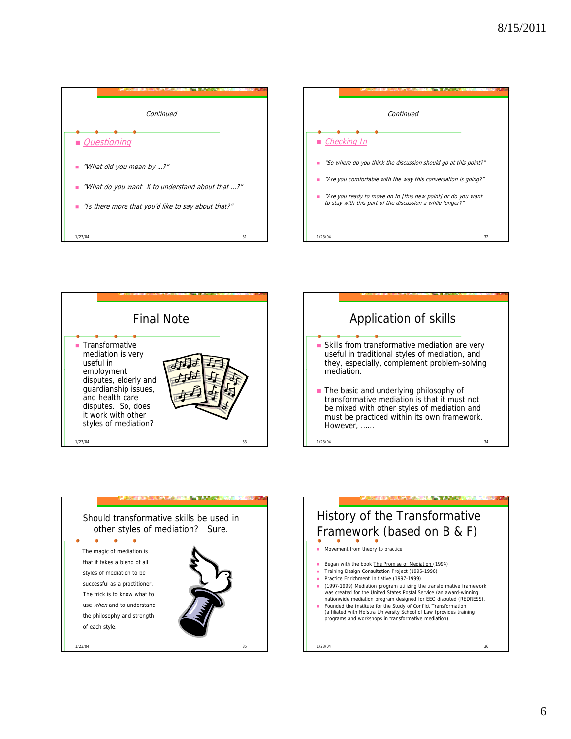*Continued*

- *Questioning*
- *"What did you mean by …?"*
- *"What do you want X to understand about that …?"*
- *"Is there more that you'd like to say about that?"*

*Continued*

- *Checking In*
- *"So where do you think the discussion should go at this point?"*
- *"Are you comfortable with the way this conversation is going?"*
- *"Are you ready to move on to [this new point] or do you want to stay with this part of the discussion a while longer?"*

## Final Note

- Transformative mediation is very useful in employment disputes, elderly and guardianship issues, and health care disputes. So, does it work with other styles of mediation?

## Application of skills

- Skills from transformative mediation are very useful in traditional styles of mediation, and they, especially, complement problem-solving mediation.
- The basic and underlying philosophy of transformative mediation is that it must not be mixed with other styles of mediation and must be practiced within its own framework. However, ……

## Should transformative skills be used in other styles of mediation? Sure.

The magic of mediation is that it takes a blend of all styles of mediation to be successful as a practitioner. The trick is to know what to use *when* and to understand the philosophy and strength of each style.

## History of the Transformative Framework (based on B & F)

- Movement from theory to practice
- Began with the book The Promise of Mediation (1994)
- Training Design Consultation Project (1995-1996)
- Practice Enrichment Initiative (1997-1999)
- (1997-1999) Mediation program utilizing the transformative framework was created for the United States Postal Service (an award-winning nationwide mediation program designed for EEO disputed (REDRESS).
- Founded the Institute for the Study of Conflict Transformation (affiliated with Hofstra University School of Law (provides training programs and workshops in transformative mediation).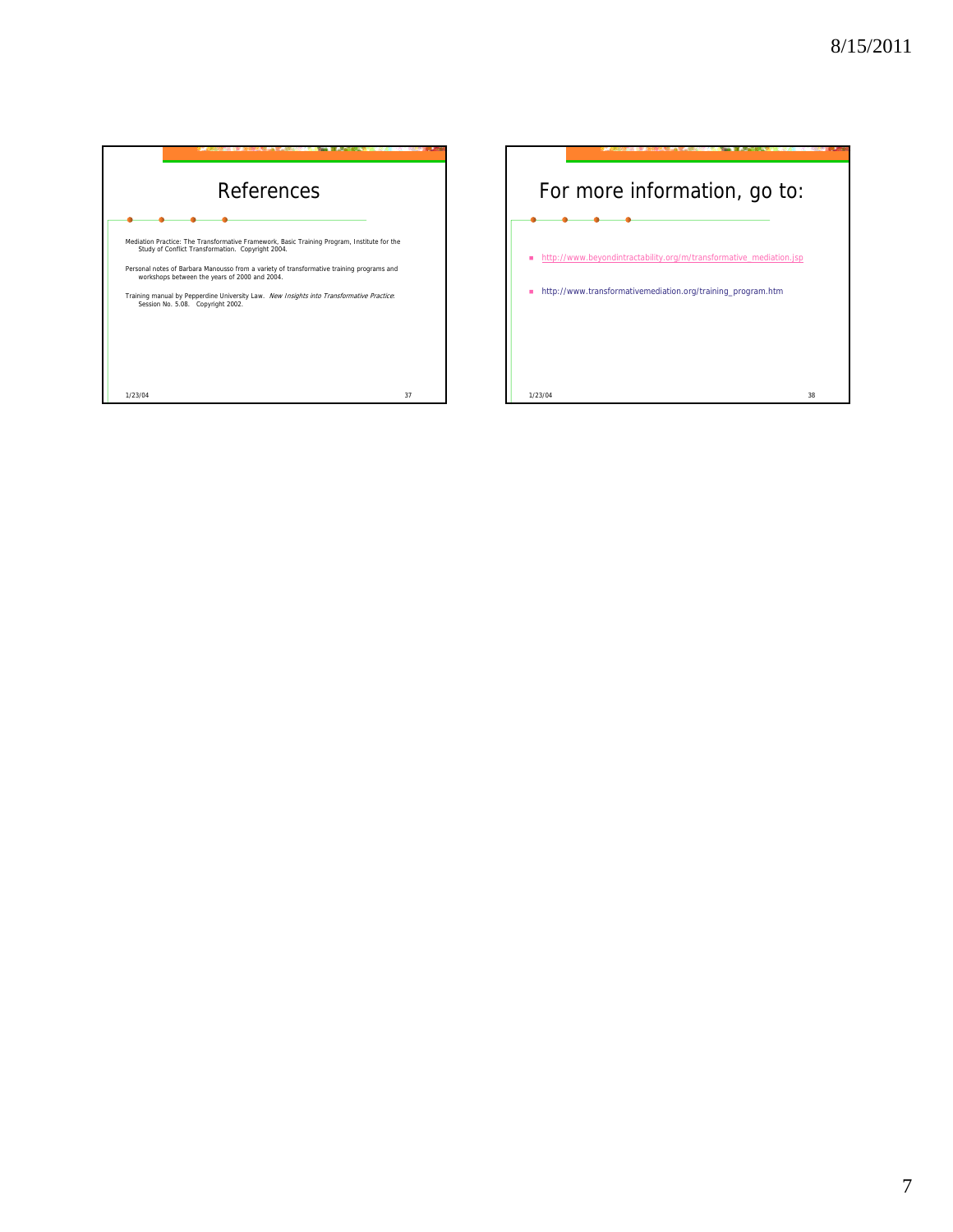## References

Mediation Practice: The Transformative Framework, Basic Training Program, Institute for the Study of Conflict Transformation. Copyright 2004.

Personal notes of Barbara Manousso from a variety of transformative training programs and workshops between the years of 2000 and 2004.

Training manual by Pepperdine University Law. *New Insights into Transformative Practice*. Session No. 5.08. Copyright 2002.

## For more information, go to:

- http://www.beyondintractability.org/m/transformative_mediation.jsp
- http://www.transformativemediation.org/training_program.htm